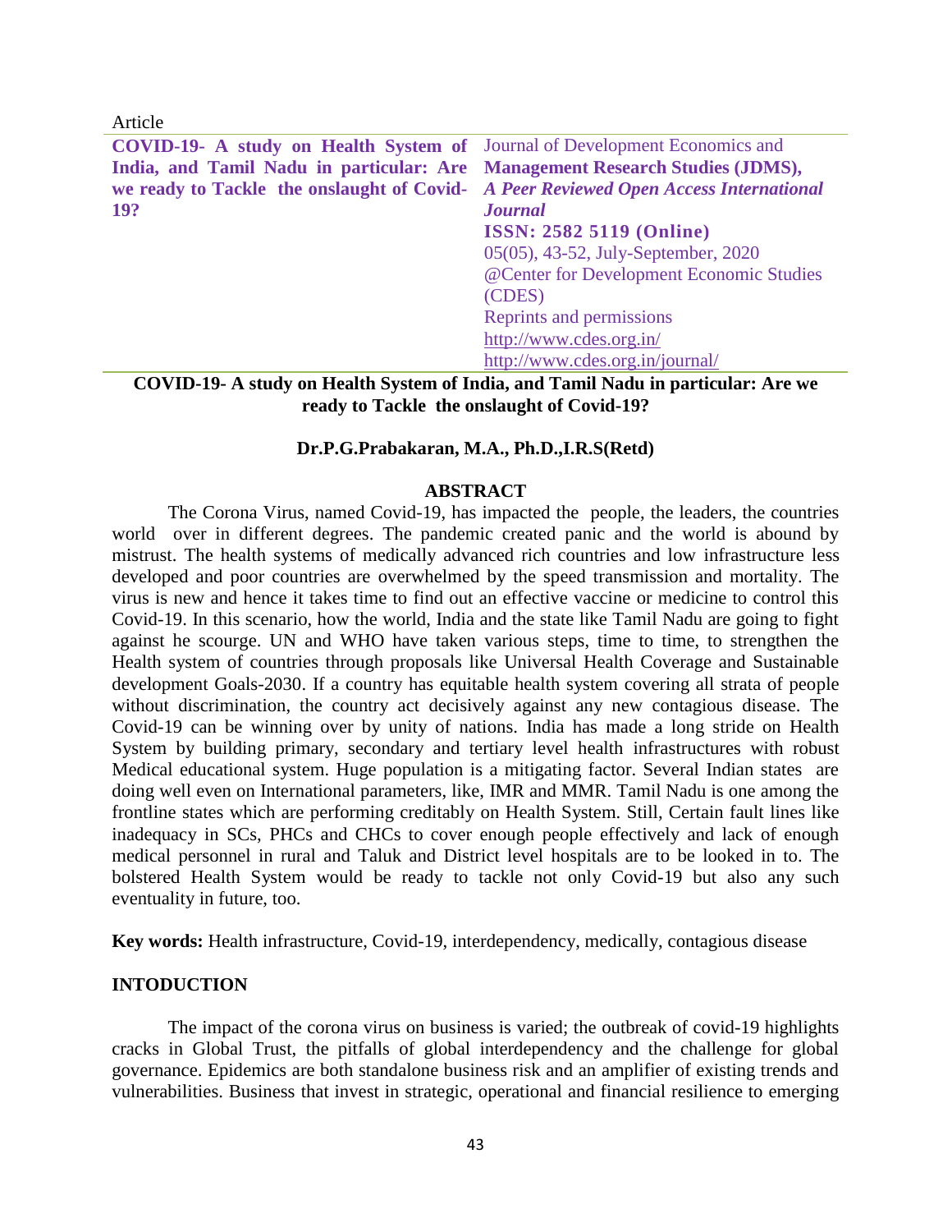Article

**COVID-19- A study on Health System of India, and Tamil Nadu in particular: Are we ready to Tackle the onslaught of Covid-19?**

Journal of Development Economics and **Management Research Studies (JDMS),** ***A Peer Reviewed Open Access International Journal***
**ISSN: 2582 5119 (Online)**
05(05), 43-52, July-September, 2020
@Center for Development Economic Studies (CDES)
Reprints and permissions
http://www.cdes.org.in/
http://www.cdes.org.in/journal/

# COVID-19- A study on Health System of India, and Tamil Nadu in particular: Are we ready to Tackle the onslaught of Covid-19?

**Dr.P.G.Prabakaran, M.A., Ph.D.,I.R.S(Retd)**

## ABSTRACT

The Corona Virus, named Covid-19, has impacted the people, the leaders, the countries world over in different degrees. The pandemic created panic and the world is abound by mistrust. The health systems of medically advanced rich countries and low infrastructure less developed and poor countries are overwhelmed by the speed transmission and mortality. The virus is new and hence it takes time to find out an effective vaccine or medicine to control this Covid-19. In this scenario, how the world, India and the state like Tamil Nadu are going to fight against he scourge. UN and WHO have taken various steps, time to time, to strengthen the Health system of countries through proposals like Universal Health Coverage and Sustainable development Goals-2030. If a country has equitable health system covering all strata of people without discrimination, the country act decisively against any new contagious disease. The Covid-19 can be winning over by unity of nations. India has made a long stride on Health System by building primary, secondary and tertiary level health infrastructures with robust Medical educational system. Huge population is a mitigating factor. Several Indian states are doing well even on International parameters, like, IMR and MMR. Tamil Nadu is one among the frontline states which are performing creditably on Health System. Still, Certain fault lines like inadequacy in SCs, PHCs and CHCs to cover enough people effectively and lack of enough medical personnel in rural and Taluk and District level hospitals are to be looked in to. The bolstered Health System would be ready to tackle not only Covid-19 but also any such eventuality in future, too.

**Key words:** Health infrastructure, Covid-19, interdependency, medically, contagious disease

## INTODUCTION

The impact of the corona virus on business is varied; the outbreak of covid-19 highlights cracks in Global Trust, the pitfalls of global interdependency and the challenge for global governance. Epidemics are both standalone business risk and an amplifier of existing trends and vulnerabilities. Business that invest in strategic, operational and financial resilience to emerging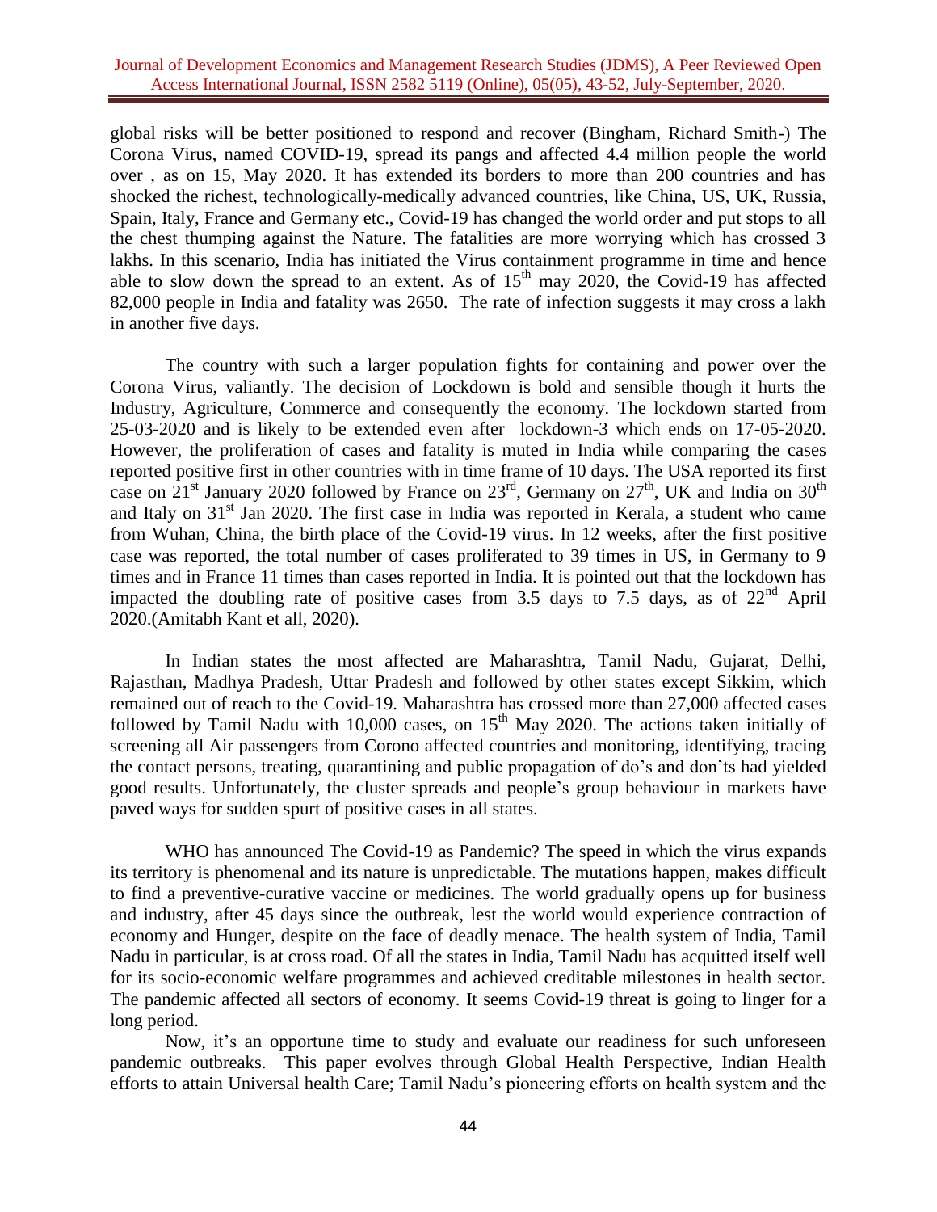global risks will be better positioned to respond and recover (Bingham, Richard Smith-) The Corona Virus, named COVID-19, spread its pangs and affected 4.4 million people the world over , as on 15, May 2020. It has extended its borders to more than 200 countries and has shocked the richest, technologically-medically advanced countries, like China, US, UK, Russia, Spain, Italy, France and Germany etc., Covid-19 has changed the world order and put stops to all the chest thumping against the Nature. The fatalities are more worrying which has crossed 3 lakhs. In this scenario, India has initiated the Virus containment programme in time and hence able to slow down the spread to an extent. As of 15th may 2020, the Covid-19 has affected 82,000 people in India and fatality was 2650. The rate of infection suggests it may cross a lakh in another five days.

The country with such a larger population fights for containing and power over the Corona Virus, valiantly. The decision of Lockdown is bold and sensible though it hurts the Industry, Agriculture, Commerce and consequently the economy. The lockdown started from 25-03-2020 and is likely to be extended even after lockdown-3 which ends on 17-05-2020. However, the proliferation of cases and fatality is muted in India while comparing the cases reported positive first in other countries with in time frame of 10 days. The USA reported its first case on 21st January 2020 followed by France on 23rd, Germany on 27th, UK and India on 30th and Italy on 31st Jan 2020. The first case in India was reported in Kerala, a student who came from Wuhan, China, the birth place of the Covid-19 virus. In 12 weeks, after the first positive case was reported, the total number of cases proliferated to 39 times in US, in Germany to 9 times and in France 11 times than cases reported in India. It is pointed out that the lockdown has impacted the doubling rate of positive cases from 3.5 days to 7.5 days, as of 22nd April 2020.(Amitabh Kant et all, 2020).

In Indian states the most affected are Maharashtra, Tamil Nadu, Gujarat, Delhi, Rajasthan, Madhya Pradesh, Uttar Pradesh and followed by other states except Sikkim, which remained out of reach to the Covid-19. Maharashtra has crossed more than 27,000 affected cases followed by Tamil Nadu with 10,000 cases, on 15th May 2020. The actions taken initially of screening all Air passengers from Corono affected countries and monitoring, identifying, tracing the contact persons, treating, quarantining and public propagation of do's and don'ts had yielded good results. Unfortunately, the cluster spreads and people's group behaviour in markets have paved ways for sudden spurt of positive cases in all states.

WHO has announced The Covid-19 as Pandemic? The speed in which the virus expands its territory is phenomenal and its nature is unpredictable. The mutations happen, makes difficult to find a preventive-curative vaccine or medicines. The world gradually opens up for business and industry, after 45 days since the outbreak, lest the world would experience contraction of economy and Hunger, despite on the face of deadly menace. The health system of India, Tamil Nadu in particular, is at cross road. Of all the states in India, Tamil Nadu has acquitted itself well for its socio-economic welfare programmes and achieved creditable milestones in health sector. The pandemic affected all sectors of economy. It seems Covid-19 threat is going to linger for a long period.

Now, it's an opportune time to study and evaluate our readiness for such unforeseen pandemic outbreaks. This paper evolves through Global Health Perspective, Indian Health efforts to attain Universal health Care; Tamil Nadu's pioneering efforts on health system and the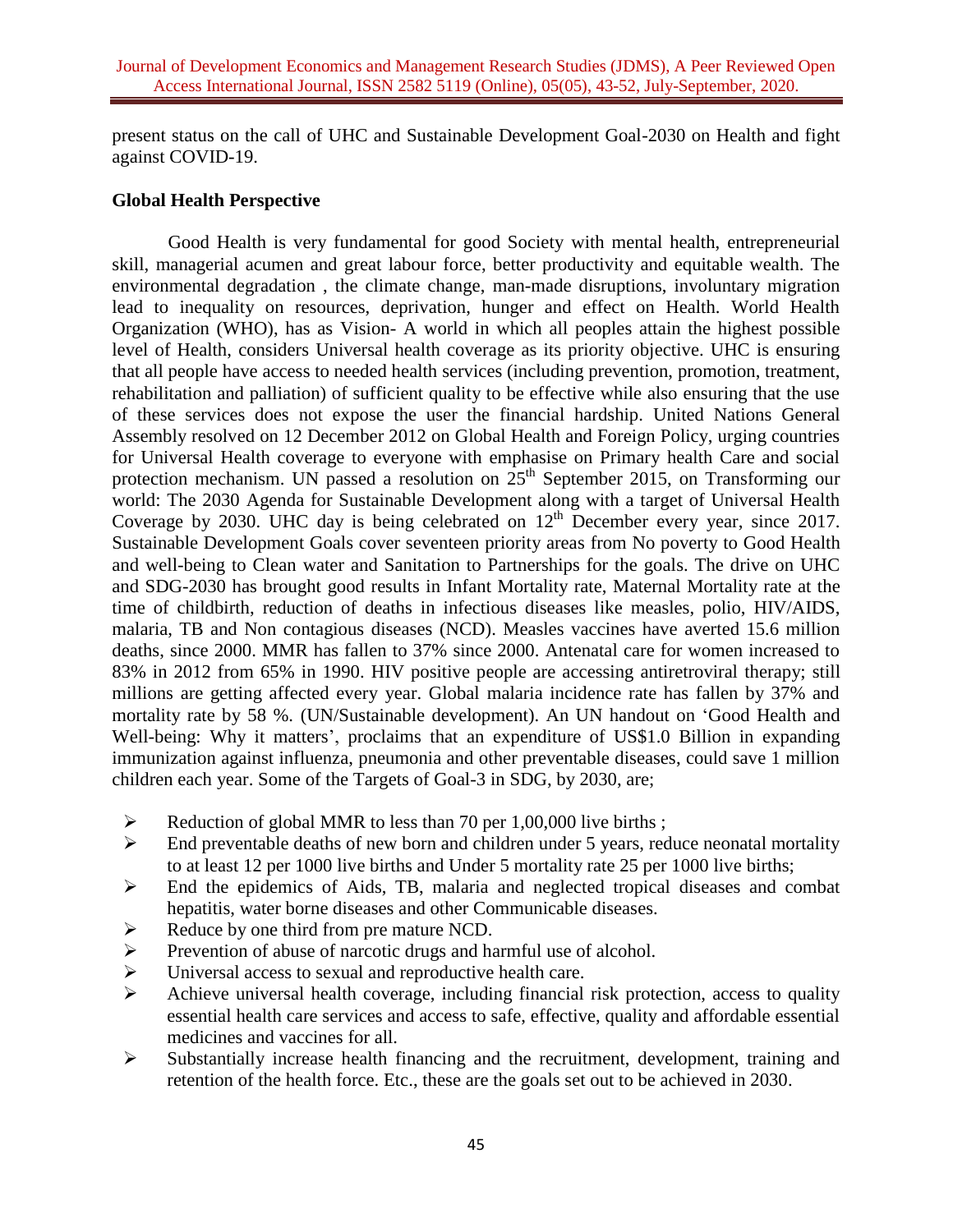present status on the call of UHC and Sustainable Development Goal-2030 on Health and fight against COVID-19.

## Global Health Perspective

Good Health is very fundamental for good Society with mental health, entrepreneurial skill, managerial acumen and great labour force, better productivity and equitable wealth. The environmental degradation , the climate change, man-made disruptions, involuntary migration lead to inequality on resources, deprivation, hunger and effect on Health. World Health Organization (WHO), has as Vision- A world in which all peoples attain the highest possible level of Health, considers Universal health coverage as its priority objective. UHC is ensuring that all people have access to needed health services (including prevention, promotion, treatment, rehabilitation and palliation) of sufficient quality to be effective while also ensuring that the use of these services does not expose the user the financial hardship. United Nations General Assembly resolved on 12 December 2012 on Global Health and Foreign Policy, urging countries for Universal Health coverage to everyone with emphasise on Primary health Care and social protection mechanism. UN passed a resolution on 25th September 2015, on Transforming our world: The 2030 Agenda for Sustainable Development along with a target of Universal Health Coverage by 2030. UHC day is being celebrated on 12th December every year, since 2017. Sustainable Development Goals cover seventeen priority areas from No poverty to Good Health and well-being to Clean water and Sanitation to Partnerships for the goals. The drive on UHC and SDG-2030 has brought good results in Infant Mortality rate, Maternal Mortality rate at the time of childbirth, reduction of deaths in infectious diseases like measles, polio, HIV/AIDS, malaria, TB and Non contagious diseases (NCD). Measles vaccines have averted 15.6 million deaths, since 2000. MMR has fallen to 37% since 2000. Antenatal care for women increased to 83% in 2012 from 65% in 1990. HIV positive people are accessing antiretroviral therapy; still millions are getting affected every year. Global malaria incidence rate has fallen by 37% and mortality rate by 58 %. (UN/Sustainable development). An UN handout on 'Good Health and Well-being: Why it matters', proclaims that an expenditure of US$1.0 Billion in expanding immunization against influenza, pneumonia and other preventable diseases, could save 1 million children each year. Some of the Targets of Goal-3 in SDG, by 2030, are;

- Reduction of global MMR to less than 70 per 1,00,000 live births ;
- End preventable deaths of new born and children under 5 years, reduce neonatal mortality to at least 12 per 1000 live births and Under 5 mortality rate 25 per 1000 live births;
- End the epidemics of Aids, TB, malaria and neglected tropical diseases and combat hepatitis, water borne diseases and other Communicable diseases.
- Reduce by one third from pre mature NCD.
- Prevention of abuse of narcotic drugs and harmful use of alcohol.
- Universal access to sexual and reproductive health care.
- Achieve universal health coverage, including financial risk protection, access to quality essential health care services and access to safe, effective, quality and affordable essential medicines and vaccines for all.
- Substantially increase health financing and the recruitment, development, training and retention of the health force. Etc., these are the goals set out to be achieved in 2030.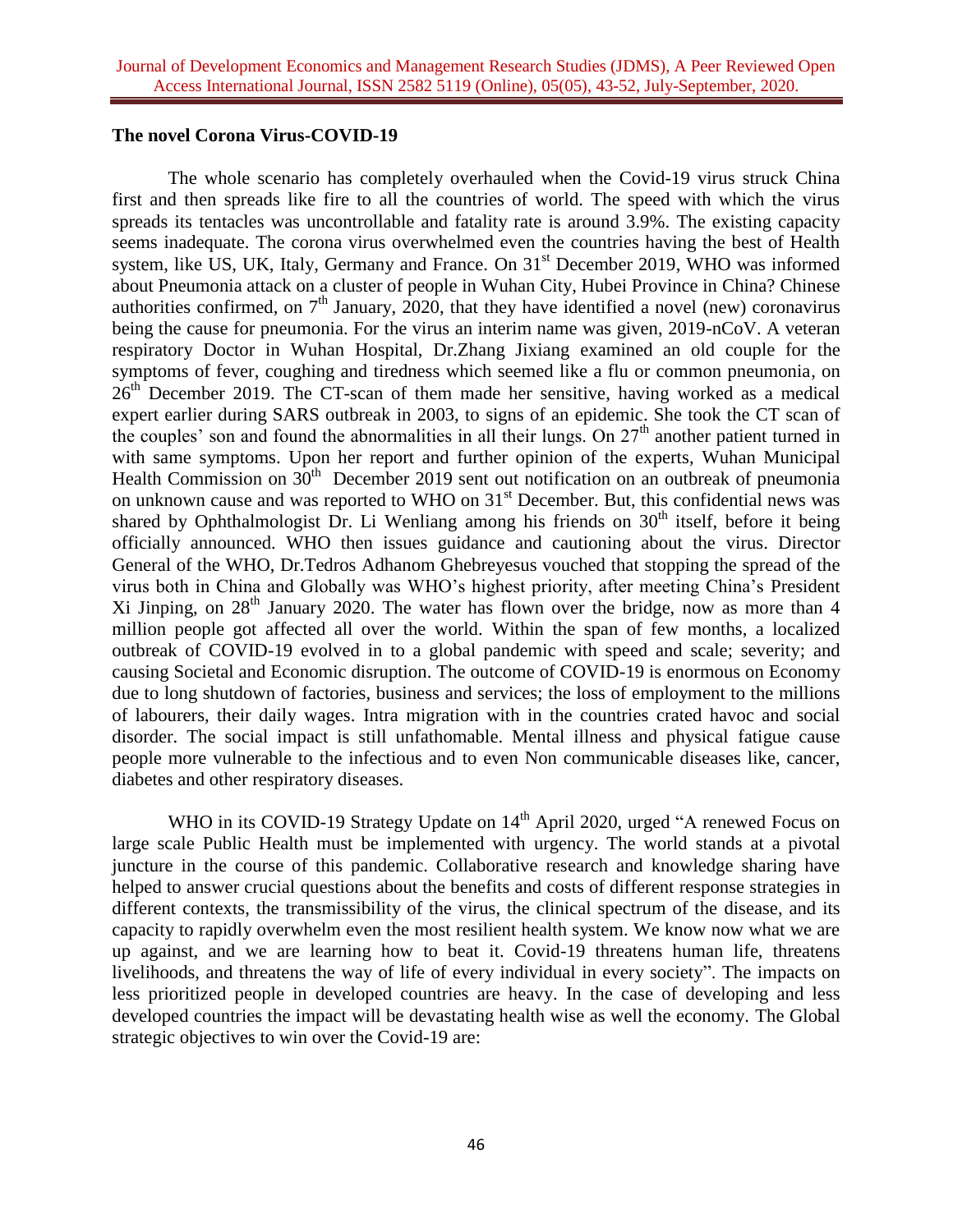**The novel Corona Virus-COVID-19**

The whole scenario has completely overhauled when the Covid-19 virus struck China first and then spreads like fire to all the countries of world. The speed with which the virus spreads its tentacles was uncontrollable and fatality rate is around 3.9%. The existing capacity seems inadequate. The corona virus overwhelmed even the countries having the best of Health system, like US, UK, Italy, Germany and France. On 31st December 2019, WHO was informed about Pneumonia attack on a cluster of people in Wuhan City, Hubei Province in China? Chinese authorities confirmed, on 7th January, 2020, that they have identified a novel (new) coronavirus being the cause for pneumonia. For the virus an interim name was given, 2019-nCoV. A veteran respiratory Doctor in Wuhan Hospital, Dr.Zhang Jixiang examined an old couple for the symptoms of fever, coughing and tiredness which seemed like a flu or common pneumonia, on 26th December 2019. The CT-scan of them made her sensitive, having worked as a medical expert earlier during SARS outbreak in 2003, to signs of an epidemic. She took the CT scan of the couples' son and found the abnormalities in all their lungs. On 27th another patient turned in with same symptoms. Upon her report and further opinion of the experts, Wuhan Municipal Health Commission on 30th December 2019 sent out notification on an outbreak of pneumonia on unknown cause and was reported to WHO on 31st December. But, this confidential news was shared by Ophthalmologist Dr. Li Wenliang among his friends on 30th itself, before it being officially announced. WHO then issues guidance and cautioning about the virus. Director General of the WHO, Dr.Tedros Adhanom Ghebreyesus vouched that stopping the spread of the virus both in China and Globally was WHO's highest priority, after meeting China's President Xi Jinping, on 28th January 2020. The water has flown over the bridge, now as more than 4 million people got affected all over the world. Within the span of few months, a localized outbreak of COVID-19 evolved in to a global pandemic with speed and scale; severity; and causing Societal and Economic disruption. The outcome of COVID-19 is enormous on Economy due to long shutdown of factories, business and services; the loss of employment to the millions of labourers, their daily wages. Intra migration with in the countries crated havoc and social disorder. The social impact is still unfathomable. Mental illness and physical fatigue cause people more vulnerable to the infectious and to even Non communicable diseases like, cancer, diabetes and other respiratory diseases.

WHO in its COVID-19 Strategy Update on 14th April 2020, urged "A renewed Focus on large scale Public Health must be implemented with urgency. The world stands at a pivotal juncture in the course of this pandemic. Collaborative research and knowledge sharing have helped to answer crucial questions about the benefits and costs of different response strategies in different contexts, the transmissibility of the virus, the clinical spectrum of the disease, and its capacity to rapidly overwhelm even the most resilient health system. We know now what we are up against, and we are learning how to beat it. Covid-19 threatens human life, threatens livelihoods, and threatens the way of life of every individual in every society". The impacts on less prioritized people in developed countries are heavy. In the case of developing and less developed countries the impact will be devastating health wise as well the economy. The Global strategic objectives to win over the Covid-19 are: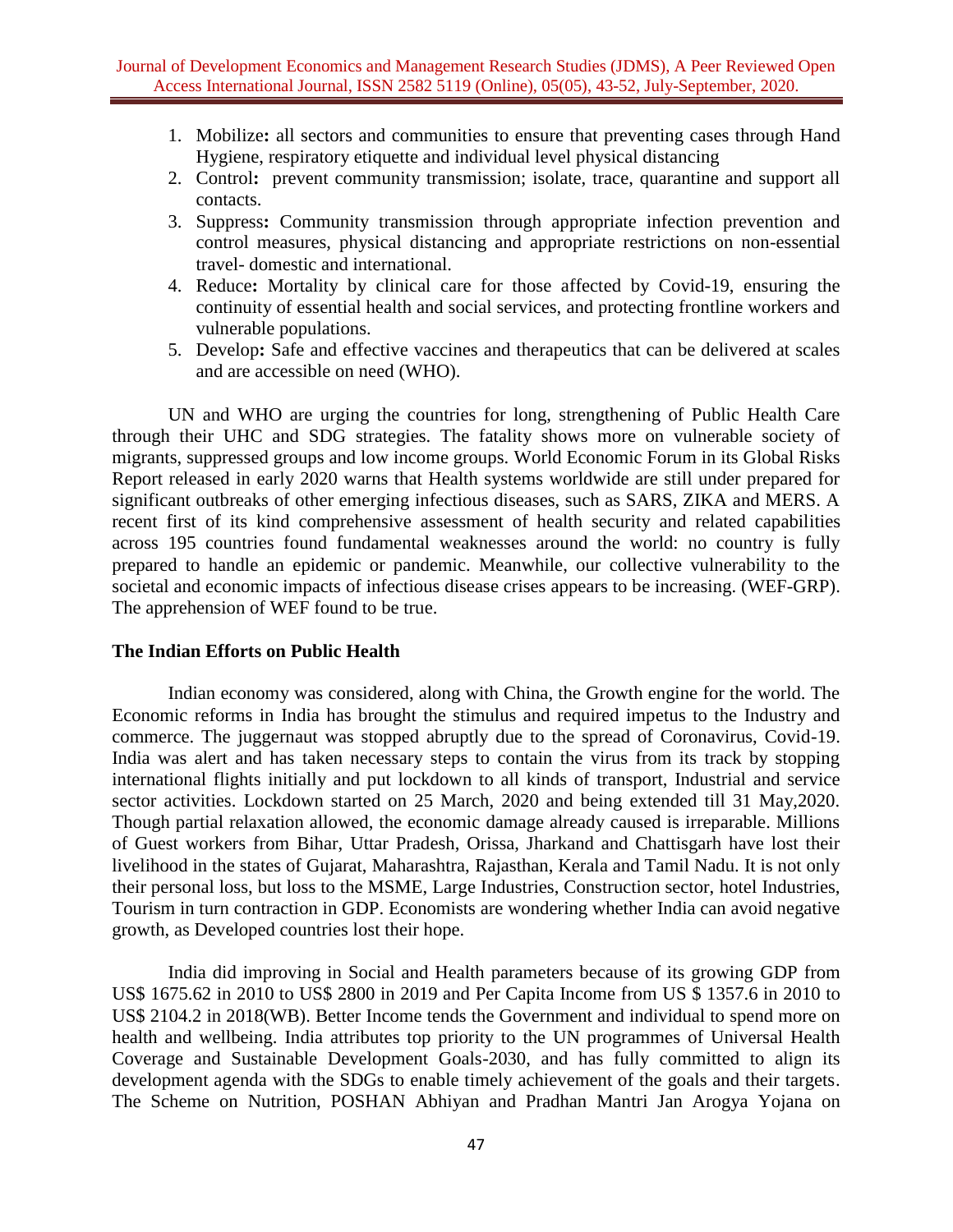1. Mobilize**:** all sectors and communities to ensure that preventing cases through Hand Hygiene, respiratory etiquette and individual level physical distancing
2. Control**:** prevent community transmission; isolate, trace, quarantine and support all contacts.
3. Suppress**:** Community transmission through appropriate infection prevention and control measures, physical distancing and appropriate restrictions on non-essential travel- domestic and international.
4. Reduce**:** Mortality by clinical care for those affected by Covid-19, ensuring the continuity of essential health and social services, and protecting frontline workers and vulnerable populations.
5. Develop**:** Safe and effective vaccines and therapeutics that can be delivered at scales and are accessible on need (WHO).

UN and WHO are urging the countries for long, strengthening of Public Health Care through their UHC and SDG strategies. The fatality shows more on vulnerable society of migrants, suppressed groups and low income groups. World Economic Forum in its Global Risks Report released in early 2020 warns that Health systems worldwide are still under prepared for significant outbreaks of other emerging infectious diseases, such as SARS, ZIKA and MERS. A recent first of its kind comprehensive assessment of health security and related capabilities across 195 countries found fundamental weaknesses around the world: no country is fully prepared to handle an epidemic or pandemic. Meanwhile, our collective vulnerability to the societal and economic impacts of infectious disease crises appears to be increasing. (WEF-GRP). The apprehension of WEF found to be true.

### The Indian Efforts on Public Health

Indian economy was considered, along with China, the Growth engine for the world. The Economic reforms in India has brought the stimulus and required impetus to the Industry and commerce. The juggernaut was stopped abruptly due to the spread of Coronavirus, Covid-19. India was alert and has taken necessary steps to contain the virus from its track by stopping international flights initially and put lockdown to all kinds of transport, Industrial and service sector activities. Lockdown started on 25 March, 2020 and being extended till 31 May,2020. Though partial relaxation allowed, the economic damage already caused is irreparable. Millions of Guest workers from Bihar, Uttar Pradesh, Orissa, Jharkand and Chattisgarh have lost their livelihood in the states of Gujarat, Maharashtra, Rajasthan, Kerala and Tamil Nadu. It is not only their personal loss, but loss to the MSME, Large Industries, Construction sector, hotel Industries, Tourism in turn contraction in GDP. Economists are wondering whether India can avoid negative growth, as Developed countries lost their hope.

India did improving in Social and Health parameters because of its growing GDP from US$ 1675.62 in 2010 to US$ 2800 in 2019 and Per Capita Income from US $ 1357.6 in 2010 to US$ 2104.2 in 2018(WB). Better Income tends the Government and individual to spend more on health and wellbeing. India attributes top priority to the UN programmes of Universal Health Coverage and Sustainable Development Goals-2030, and has fully committed to align its development agenda with the SDGs to enable timely achievement of the goals and their targets. The Scheme on Nutrition, POSHAN Abhiyan and Pradhan Mantri Jan Arogya Yojana on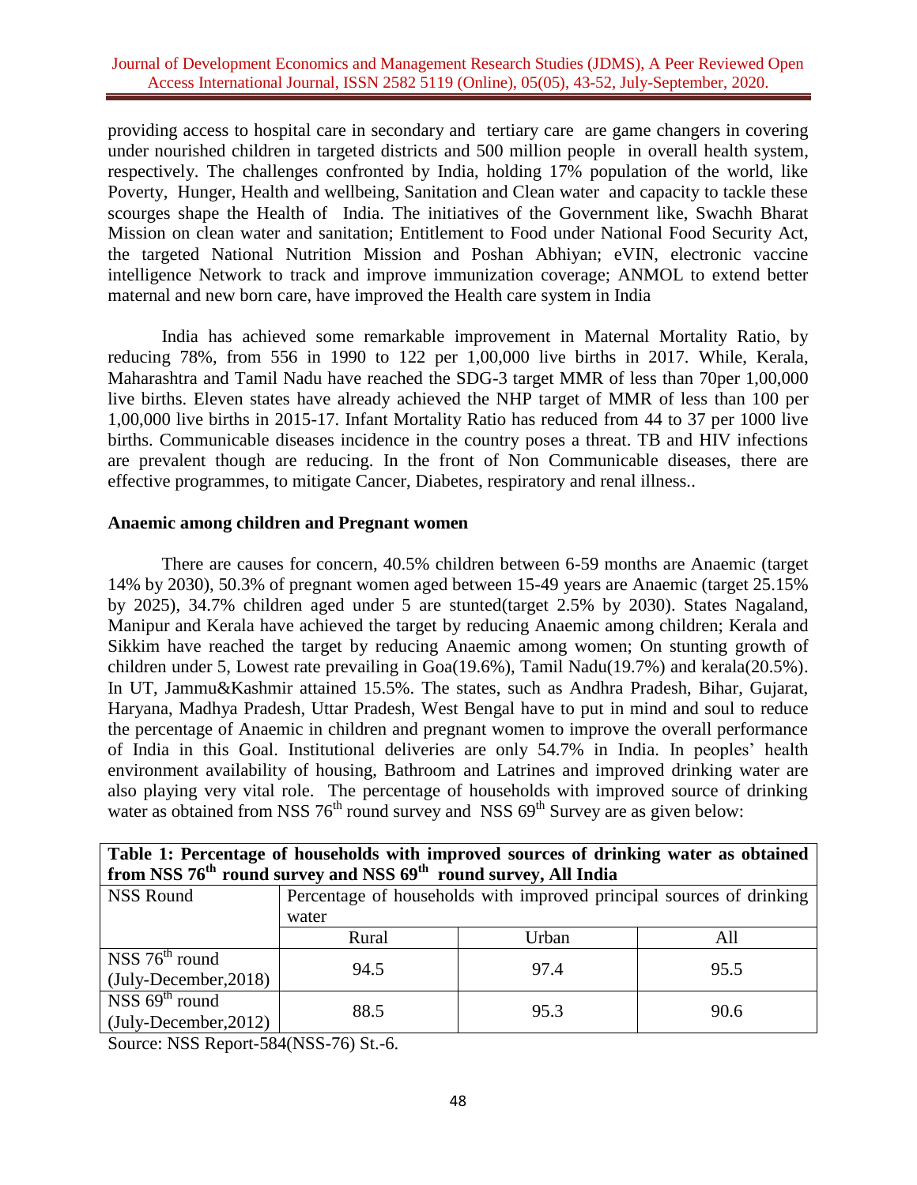providing access to hospital care in secondary and tertiary care are game changers in covering under nourished children in targeted districts and 500 million people in overall health system, respectively. The challenges confronted by India, holding 17% population of the world, like Poverty, Hunger, Health and wellbeing, Sanitation and Clean water and capacity to tackle these scourges shape the Health of India. The initiatives of the Government like, Swachh Bharat Mission on clean water and sanitation; Entitlement to Food under National Food Security Act, the targeted National Nutrition Mission and Poshan Abhiyan; eVIN, electronic vaccine intelligence Network to track and improve immunization coverage; ANMOL to extend better maternal and new born care, have improved the Health care system in India

India has achieved some remarkable improvement in Maternal Mortality Ratio, by reducing 78%, from 556 in 1990 to 122 per 1,00,000 live births in 2017. While, Kerala, Maharashtra and Tamil Nadu have reached the SDG-3 target MMR of less than 70per 1,00,000 live births. Eleven states have already achieved the NHP target of MMR of less than 100 per 1,00,000 live births in 2015-17. Infant Mortality Ratio has reduced from 44 to 37 per 1000 live births. Communicable diseases incidence in the country poses a threat. TB and HIV infections are prevalent though are reducing. In the front of Non Communicable diseases, there are effective programmes, to mitigate Cancer, Diabetes, respiratory and renal illness..

**Anaemic among children and Pregnant women**

There are causes for concern, 40.5% children between 6-59 months are Anaemic (target 14% by 2030), 50.3% of pregnant women aged between 15-49 years are Anaemic (target 25.15% by 2025), 34.7% children aged under 5 are stunted(target 2.5% by 2030). States Nagaland, Manipur and Kerala have achieved the target by reducing Anaemic among children; Kerala and Sikkim have reached the target by reducing Anaemic among women; On stunting growth of children under 5, Lowest rate prevailing in Goa(19.6%), Tamil Nadu(19.7%) and kerala(20.5%). In UT, Jammu&Kashmir attained 15.5%. The states, such as Andhra Pradesh, Bihar, Gujarat, Haryana, Madhya Pradesh, Uttar Pradesh, West Bengal have to put in mind and soul to reduce the percentage of Anaemic in children and pregnant women to improve the overall performance of India in this Goal. Institutional deliveries are only 54.7% in India. In peoples' health environment availability of housing, Bathroom and Latrines and improved drinking water are also playing very vital role. The percentage of households with improved source of drinking water as obtained from NSS 76th round survey and NSS 69th Survey are as given below:

**Table 1: Percentage of households with improved sources of drinking water as obtained from NSS 76th round survey and NSS 69th round survey, All India**

| NSS Round | Percentage of households with improved principal sources of drinking water | | |
|---|---|---|---|
| | Rural | Urban | All |
| NSS 76th round (July-December,2018) | 94.5 | 97.4 | 95.5 |
| NSS 69th round (July-December,2012) | 88.5 | 95.3 | 90.6 |

Source: NSS Report-584(NSS-76) St.-6.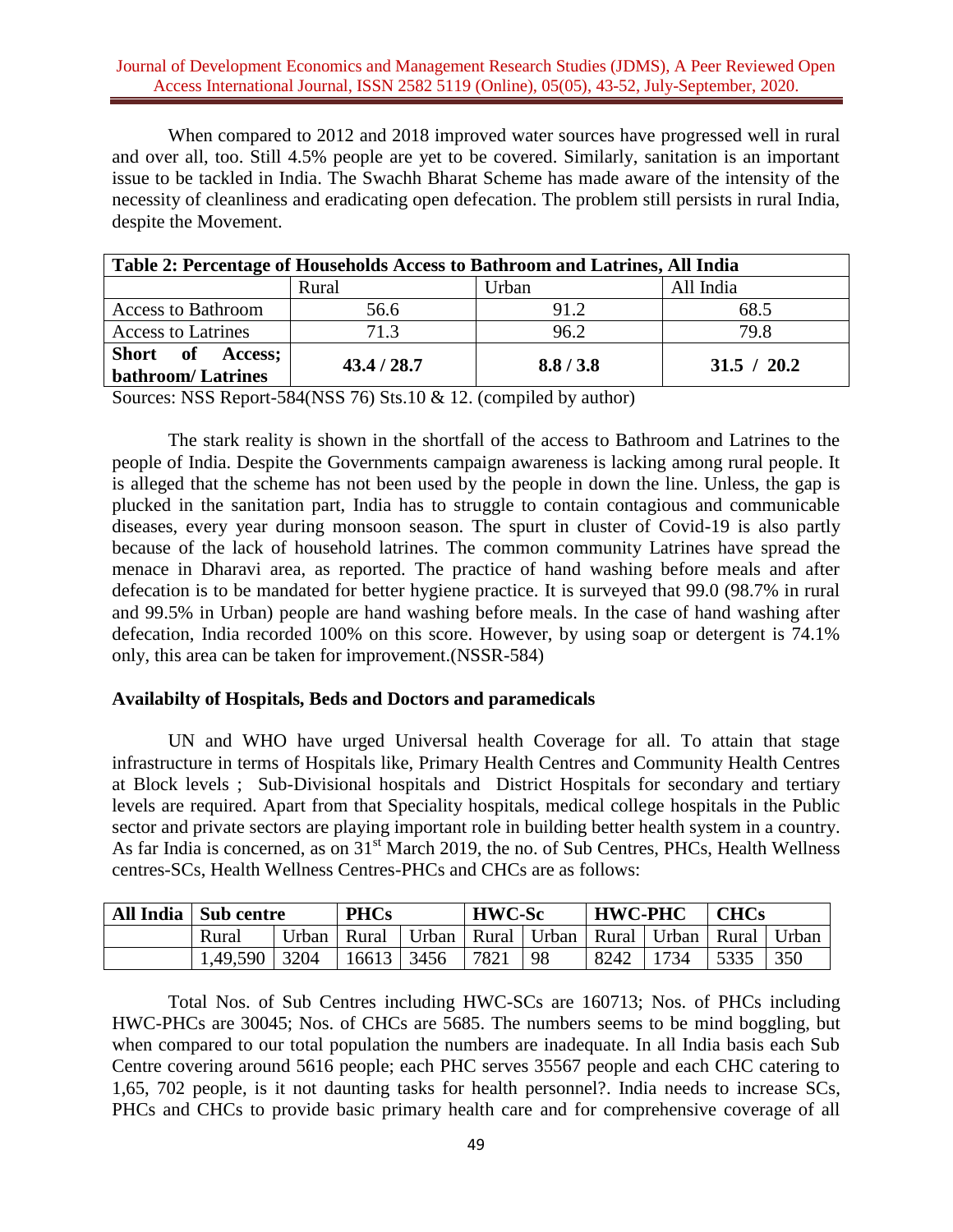When compared to 2012 and 2018 improved water sources have progressed well in rural and over all, too. Still 4.5% people are yet to be covered. Similarly, sanitation is an important issue to be tackled in India. The Swachh Bharat Scheme has made aware of the intensity of the necessity of cleanliness and eradicating open defecation. The problem still persists in rural India, despite the Movement.

| **Table 2: Percentage of Households Access to Bathroom and Latrines, All India** | | | |
|---|---|---|---|
| | Rural | Urban | All India |
| Access to Bathroom | 56.6 | 91.2 | 68.5 |
| Access to Latrines | 71.3 | 96.2 | 79.8 |
| **Short of Access; bathroom/ Latrines** | **43.4 / 28.7** | **8.8 / 3.8** | **31.5 / 20.2** |

Sources: NSS Report-584(NSS 76) Sts.10 & 12. (compiled by author)

The stark reality is shown in the shortfall of the access to Bathroom and Latrines to the people of India. Despite the Governments campaign awareness is lacking among rural people. It is alleged that the scheme has not been used by the people in down the line. Unless, the gap is plucked in the sanitation part, India has to struggle to contain contagious and communicable diseases, every year during monsoon season. The spurt in cluster of Covid-19 is also partly because of the lack of household latrines. The common community Latrines have spread the menace in Dharavi area, as reported. The practice of hand washing before meals and after defecation is to be mandated for better hygiene practice. It is surveyed that 99.0 (98.7% in rural and 99.5% in Urban) people are hand washing before meals. In the case of hand washing after defecation, India recorded 100% on this score. However, by using soap or detergent is 74.1% only, this area can be taken for improvement.(NSSR-584)

### Availabilty of Hospitals, Beds and Doctors and paramedicals

UN and WHO have urged Universal health Coverage for all. To attain that stage infrastructure in terms of Hospitals like, Primary Health Centres and Community Health Centres at Block levels ; Sub-Divisional hospitals and District Hospitals for secondary and tertiary levels are required. Apart from that Speciality hospitals, medical college hospitals in the Public sector and private sectors are playing important role in building better health system in a country. As far India is concerned, as on 31st March 2019, the no. of Sub Centres, PHCs, Health Wellness centres-SCs, Health Wellness Centres-PHCs and CHCs are as follows:

| **All India** | **Sub centre** | | **PHCs** | | **HWC-Sc** | | **HWC-PHC** | | **CHCs** | |
|---|---|---|---|---|---|---|---|---|---|---|
| | Rural | Urban | Rural | Urban | Rural | Urban | Rural | Urban | Rural | Urban |
| | 1,49,590 | 3204 | 16613 | 3456 | 7821 | 98 | 8242 | 1734 | 5335 | 350 |

Total Nos. of Sub Centres including HWC-SCs are 160713; Nos. of PHCs including HWC-PHCs are 30045; Nos. of CHCs are 5685. The numbers seems to be mind boggling, but when compared to our total population the numbers are inadequate. In all India basis each Sub Centre covering around 5616 people; each PHC serves 35567 people and each CHC catering to 1,65, 702 people, is it not daunting tasks for health personnel?. India needs to increase SCs, PHCs and CHCs to provide basic primary health care and for comprehensive coverage of all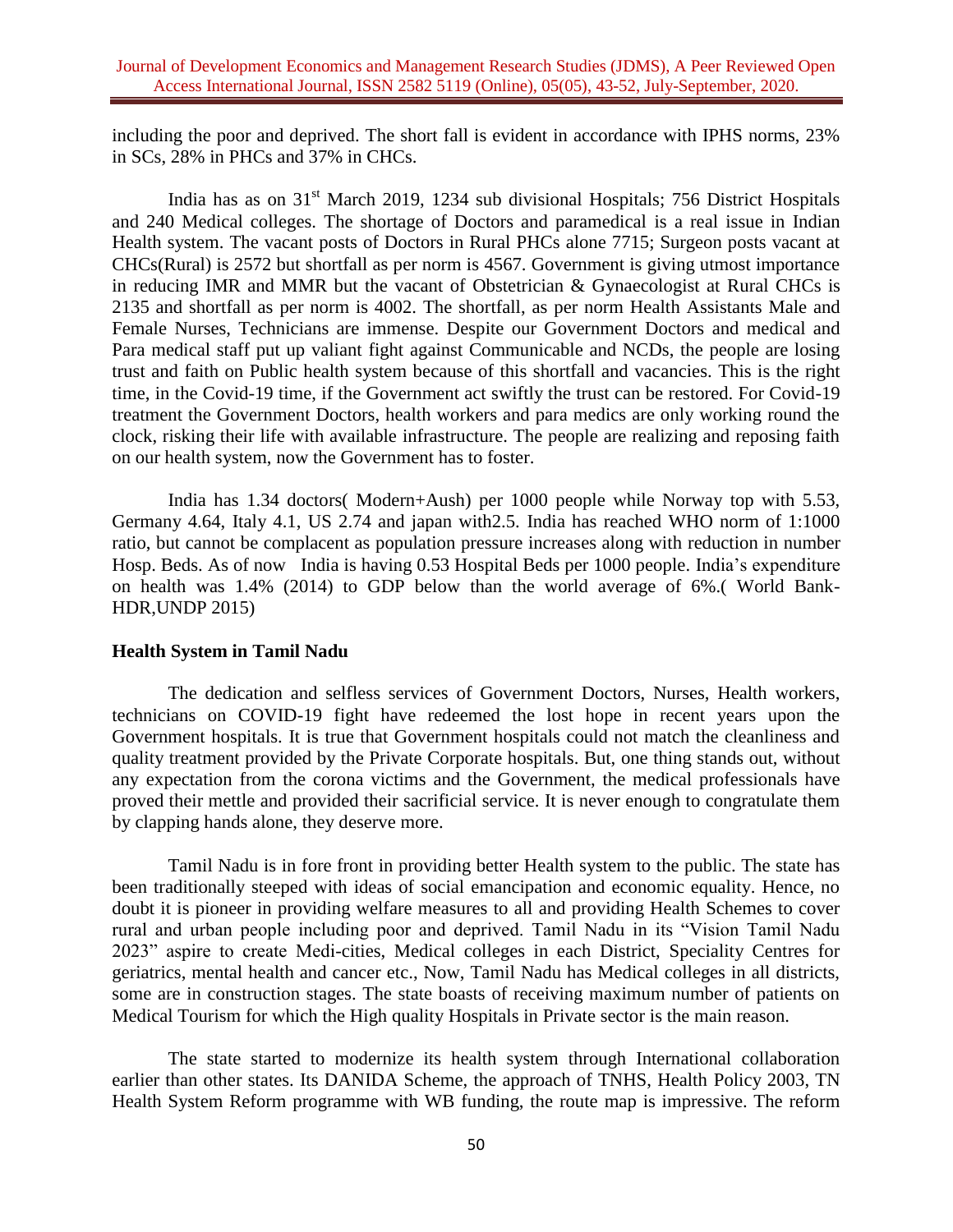including the poor and deprived. The short fall is evident in accordance with IPHS norms, 23% in SCs, 28% in PHCs and 37% in CHCs.

India has as on 31st March 2019, 1234 sub divisional Hospitals; 756 District Hospitals and 240 Medical colleges. The shortage of Doctors and paramedical is a real issue in Indian Health system. The vacant posts of Doctors in Rural PHCs alone 7715; Surgeon posts vacant at CHCs(Rural) is 2572 but shortfall as per norm is 4567. Government is giving utmost importance in reducing IMR and MMR but the vacant of Obstetrician & Gynaecologist at Rural CHCs is 2135 and shortfall as per norm is 4002. The shortfall, as per norm Health Assistants Male and Female Nurses, Technicians are immense. Despite our Government Doctors and medical and Para medical staff put up valiant fight against Communicable and NCDs, the people are losing trust and faith on Public health system because of this shortfall and vacancies. This is the right time, in the Covid-19 time, if the Government act swiftly the trust can be restored. For Covid-19 treatment the Government Doctors, health workers and para medics are only working round the clock, risking their life with available infrastructure. The people are realizing and reposing faith on our health system, now the Government has to foster.

India has 1.34 doctors( Modern+Aush) per 1000 people while Norway top with 5.53, Germany 4.64, Italy 4.1, US 2.74 and japan with2.5. India has reached WHO norm of 1:1000 ratio, but cannot be complacent as population pressure increases along with reduction in number Hosp. Beds. As of now India is having 0.53 Hospital Beds per 1000 people. India's expenditure on health was 1.4% (2014) to GDP below than the world average of 6%.( World Bank-HDR,UNDP 2015)

**Health System in Tamil Nadu**

The dedication and selfless services of Government Doctors, Nurses, Health workers, technicians on COVID-19 fight have redeemed the lost hope in recent years upon the Government hospitals. It is true that Government hospitals could not match the cleanliness and quality treatment provided by the Private Corporate hospitals. But, one thing stands out, without any expectation from the corona victims and the Government, the medical professionals have proved their mettle and provided their sacrificial service. It is never enough to congratulate them by clapping hands alone, they deserve more.

Tamil Nadu is in fore front in providing better Health system to the public. The state has been traditionally steeped with ideas of social emancipation and economic equality. Hence, no doubt it is pioneer in providing welfare measures to all and providing Health Schemes to cover rural and urban people including poor and deprived. Tamil Nadu in its "Vision Tamil Nadu 2023" aspire to create Medi-cities, Medical colleges in each District, Speciality Centres for geriatrics, mental health and cancer etc., Now, Tamil Nadu has Medical colleges in all districts, some are in construction stages. The state boasts of receiving maximum number of patients on Medical Tourism for which the High quality Hospitals in Private sector is the main reason.

The state started to modernize its health system through International collaboration earlier than other states. Its DANIDA Scheme, the approach of TNHS, Health Policy 2003, TN Health System Reform programme with WB funding, the route map is impressive. The reform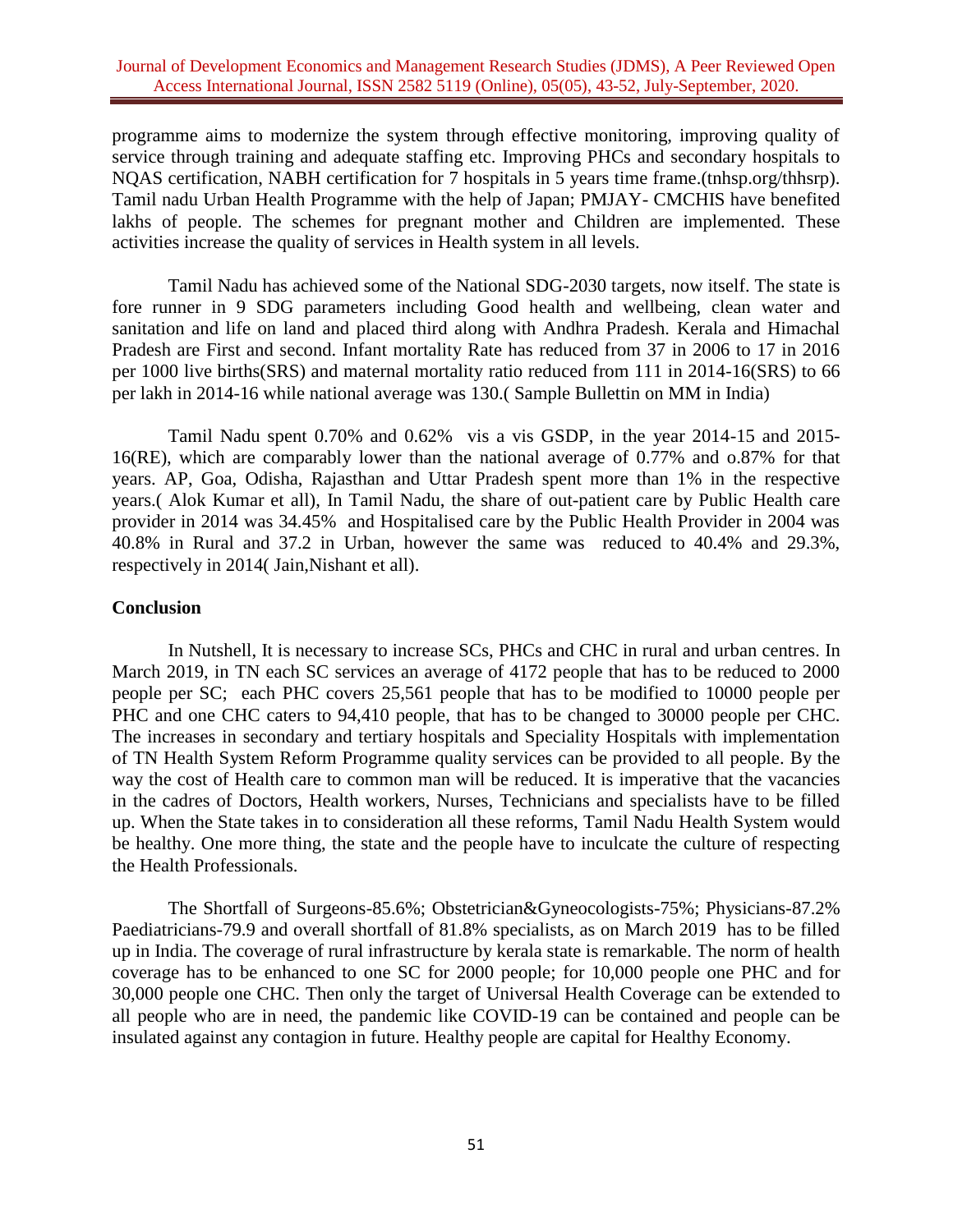programme aims to modernize the system through effective monitoring, improving quality of service through training and adequate staffing etc. Improving PHCs and secondary hospitals to NQAS certification, NABH certification for 7 hospitals in 5 years time frame.(tnhsp.org/thhsrp). Tamil nadu Urban Health Programme with the help of Japan; PMJAY- CMCHIS have benefited lakhs of people. The schemes for pregnant mother and Children are implemented. These activities increase the quality of services in Health system in all levels.

Tamil Nadu has achieved some of the National SDG-2030 targets, now itself. The state is fore runner in 9 SDG parameters including Good health and wellbeing, clean water and sanitation and life on land and placed third along with Andhra Pradesh. Kerala and Himachal Pradesh are First and second. Infant mortality Rate has reduced from 37 in 2006 to 17 in 2016 per 1000 live births(SRS) and maternal mortality ratio reduced from 111 in 2014-16(SRS) to 66 per lakh in 2014-16 while national average was 130.( Sample Bullettin on MM in India)

Tamil Nadu spent 0.70% and 0.62% vis a vis GSDP, in the year 2014-15 and 2015-16(RE), which are comparably lower than the national average of 0.77% and o.87% for that years. AP, Goa, Odisha, Rajasthan and Uttar Pradesh spent more than 1% in the respective years.( Alok Kumar et all), In Tamil Nadu, the share of out-patient care by Public Health care provider in 2014 was 34.45% and Hospitalised care by the Public Health Provider in 2004 was 40.8% in Rural and 37.2 in Urban, however the same was reduced to 40.4% and 29.3%, respectively in 2014( Jain,Nishant et all).

## Conclusion

In Nutshell, It is necessary to increase SCs, PHCs and CHC in rural and urban centres. In March 2019, in TN each SC services an average of 4172 people that has to be reduced to 2000 people per SC; each PHC covers 25,561 people that has to be modified to 10000 people per PHC and one CHC caters to 94,410 people, that has to be changed to 30000 people per CHC. The increases in secondary and tertiary hospitals and Speciality Hospitals with implementation of TN Health System Reform Programme quality services can be provided to all people. By the way the cost of Health care to common man will be reduced. It is imperative that the vacancies in the cadres of Doctors, Health workers, Nurses, Technicians and specialists have to be filled up. When the State takes in to consideration all these reforms, Tamil Nadu Health System would be healthy. One more thing, the state and the people have to inculcate the culture of respecting the Health Professionals.

The Shortfall of Surgeons-85.6%; Obstetrician&Gyneocologists-75%; Physicians-87.2% Paediatricians-79.9 and overall shortfall of 81.8% specialists, as on March 2019 has to be filled up in India. The coverage of rural infrastructure by kerala state is remarkable. The norm of health coverage has to be enhanced to one SC for 2000 people; for 10,000 people one PHC and for 30,000 people one CHC. Then only the target of Universal Health Coverage can be extended to all people who are in need, the pandemic like COVID-19 can be contained and people can be insulated against any contagion in future. Healthy people are capital for Healthy Economy.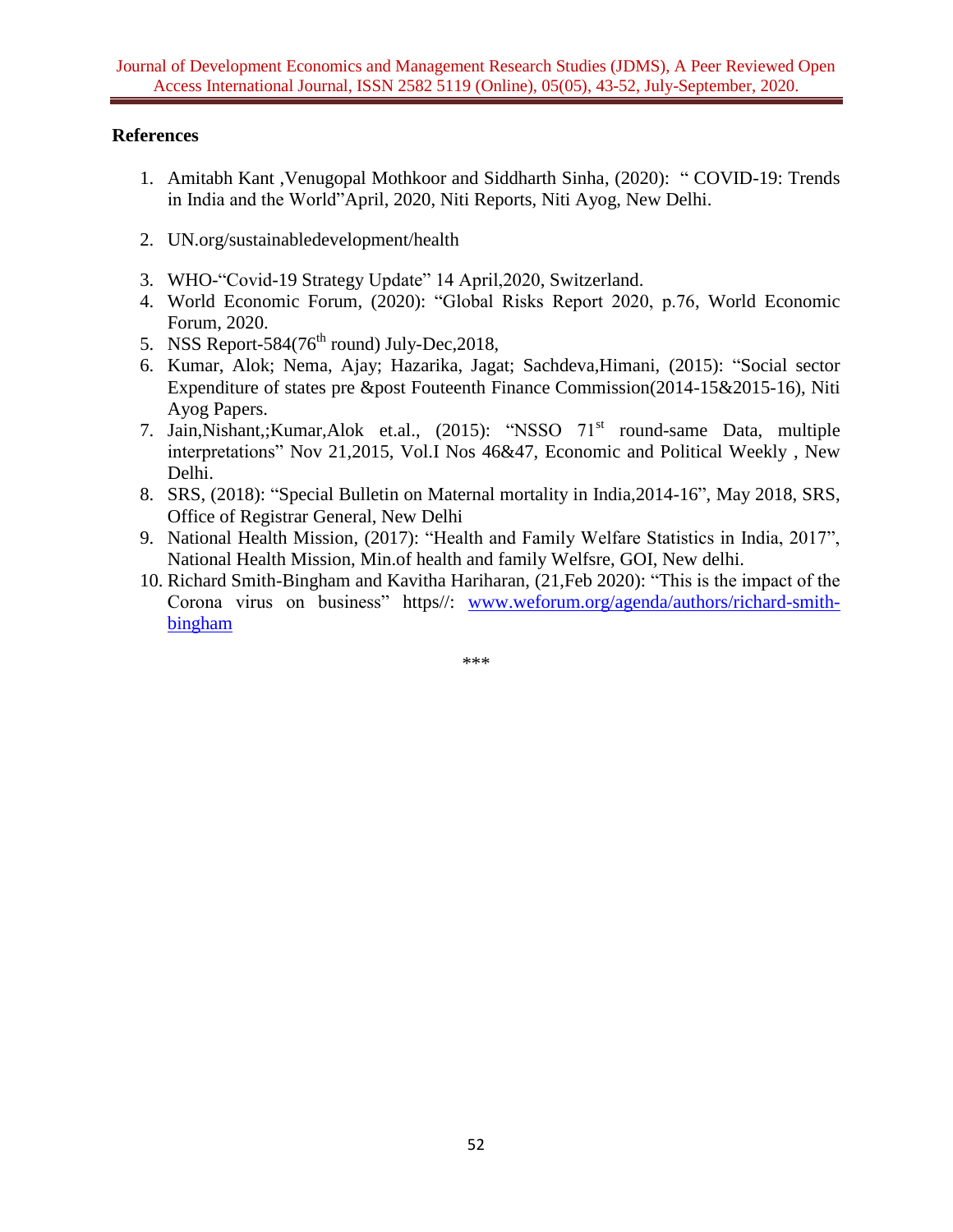## References

1. Amitabh Kant ,Venugopal Mothkoor and Siddharth Sinha, (2020): " COVID-19: Trends in India and the World"April, 2020, Niti Reports, Niti Ayog, New Delhi.

2. UN.org/sustainabledevelopment/health

3. WHO-"Covid-19 Strategy Update" 14 April,2020, Switzerland.
4. World Economic Forum, (2020): "Global Risks Report 2020, p.76, World Economic Forum, 2020.
5. NSS Report-584(76th round) July-Dec,2018,
6. Kumar, Alok; Nema, Ajay; Hazarika, Jagat; Sachdeva,Himani, (2015): "Social sector Expenditure of states pre &post Fouteenth Finance Commission(2014-15&2015-16), Niti Ayog Papers.
7. Jain,Nishant,;Kumar,Alok et.al., (2015): "NSSO 71st round-same Data, multiple interpretations" Nov 21,2015, Vol.I Nos 46&47, Economic and Political Weekly , New Delhi.
8. SRS, (2018): "Special Bulletin on Maternal mortality in India,2014-16", May 2018, SRS, Office of Registrar General, New Delhi
9. National Health Mission, (2017): "Health and Family Welfare Statistics in India, 2017", National Health Mission, Min.of health and family Welfsre, GOI, New delhi.
10. Richard Smith-Bingham and Kavitha Hariharan, (21,Feb 2020): "This is the impact of the Corona virus on business" https//: www.weforum.org/agenda/authors/richard-smith-bingham

***